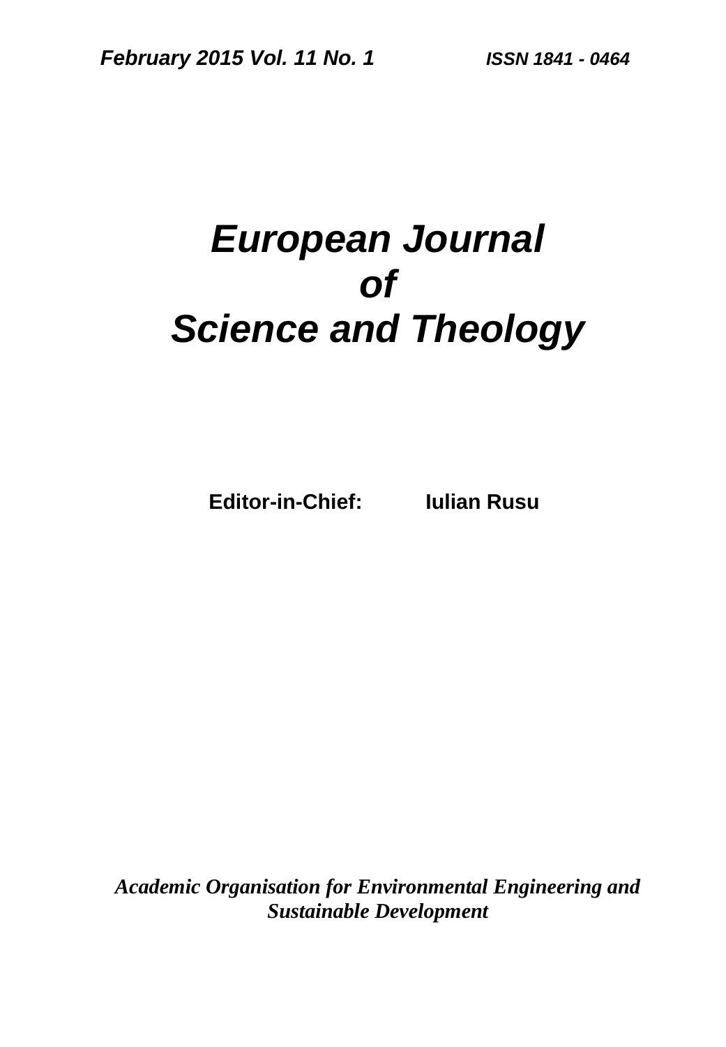*February 2015 Vol. 11 No. 1* *ISSN 1841 - 0464*

# *European Journal of Science and Theology*

**Editor-in-Chief: Iulian Rusu**

*Academic Organisation for Environmental Engineering and Sustainable Development*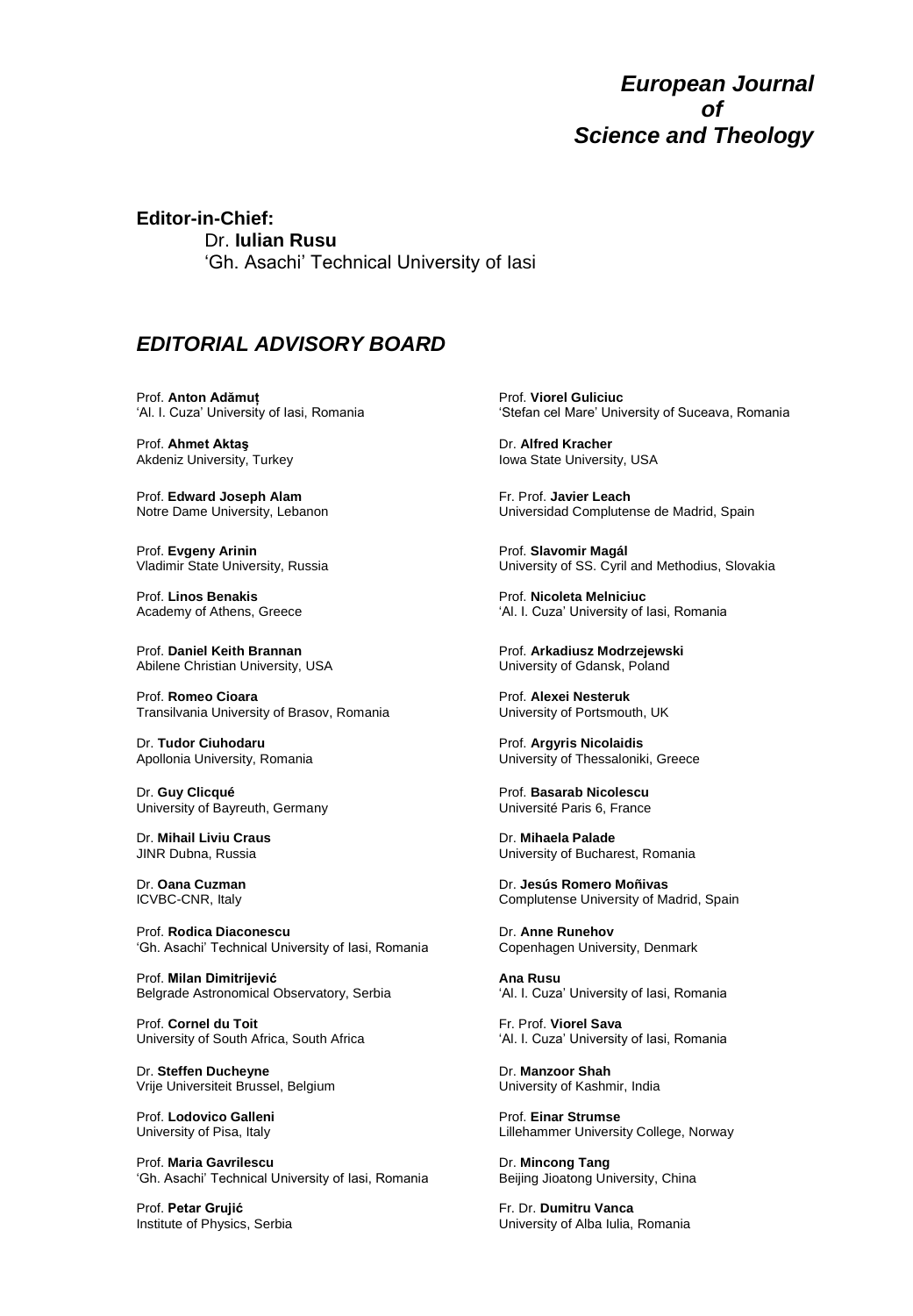# *European Journal of Science and Theology*

**Editor-in-Chief:**

Dr. **Iulian Rusu**
'Gh. Asachi' Technical University of Iasi

## *EDITORIAL ADVISORY BOARD*

Prof. **Anton Adămuț**
'Al. I. Cuza' University of Iasi, Romania

Prof. **Ahmet Aktaş**
Akdeniz University, Turkey

Prof. **Edward Joseph Alam**
Notre Dame University, Lebanon

Prof. **Evgeny Arinin**
Vladimir State University, Russia

Prof. **Linos Benakis**
Academy of Athens, Greece

Prof. **Daniel Keith Brannan**
Abilene Christian University, USA

Prof. **Romeo Cioara**
Transilvania University of Brasov, Romania

Dr. **Tudor Ciuhodaru**
Apollonia University, Romania

Dr. **Guy Clicqué**
University of Bayreuth, Germany

Dr. **Mihail Liviu Craus**
JINR Dubna, Russia

Dr. **Oana Cuzman**
ICVBC-CNR, Italy

Prof. **Rodica Diaconescu**
'Gh. Asachi' Technical University of Iasi, Romania

Prof. **Milan Dimitrijević**
Belgrade Astronomical Observatory, Serbia

Prof. **Cornel du Toit**
University of South Africa, South Africa

Dr. **Steffen Ducheyne**
Vrije Universiteit Brussel, Belgium

Prof. **Lodovico Galleni**
University of Pisa, Italy

Prof. **Maria Gavrilescu**
'Gh. Asachi' Technical University of Iasi, Romania

Prof. **Petar Grujić**
Institute of Physics, Serbia

Prof. **Viorel Guliciuc**
'Stefan cel Mare' University of Suceava, Romania

Dr. **Alfred Kracher**
Iowa State University, USA

Fr. Prof. **Javier Leach**
Universidad Complutense de Madrid, Spain

Prof. **Slavomir Magál**
University of SS. Cyril and Methodius, Slovakia

Prof. **Nicoleta Melniciuc**
'Al. I. Cuza' University of Iasi, Romania

Prof. **Arkadiusz Modrzejewski**
University of Gdansk, Poland

Prof. **Alexei Nesteruk**
University of Portsmouth, UK

Prof. **Argyris Nicolaidis**
University of Thessaloniki, Greece

Prof. **Basarab Nicolescu**
Université Paris 6, France

Dr. **Mihaela Palade**
University of Bucharest, Romania

Dr. **Jesús Romero Moñivas**
Complutense University of Madrid, Spain

Dr. **Anne Runehov**
Copenhagen University, Denmark

**Ana Rusu**
'Al. I. Cuza' University of Iasi, Romania

Fr. Prof. **Viorel Sava**
'Al. I. Cuza' University of Iasi, Romania

Dr. **Manzoor Shah**
University of Kashmir, India

Prof. **Einar Strumse**
Lillehammer University College, Norway

Dr. **Mincong Tang**
Beijing Jioatong University, China

Fr. Dr. **Dumitru Vanca**
University of Alba Iulia, Romania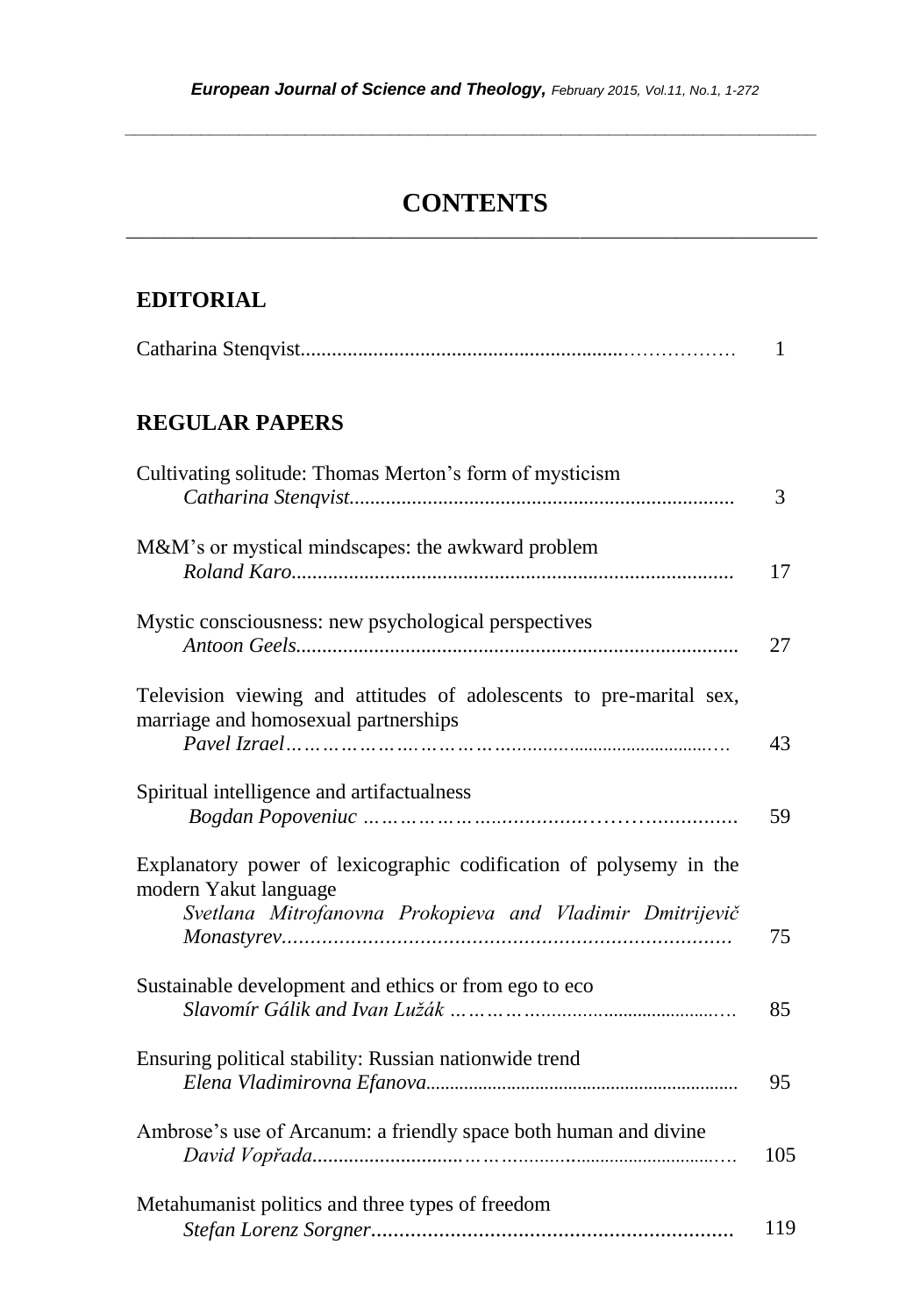# CONTENTS

## EDITORIAL

Catharina Stenqvist......................................................................... 1

## REGULAR PAPERS

Cultivating solitude: Thomas Merton's form of mysticism
*Catharina Stenqvist*......................................................................... 3

M&M's or mystical mindscapes: the awkward problem
*Roland Karo*......................................................................... 17

Mystic consciousness: new psychological perspectives
*Antoon Geels*......................................................................... 27

Television viewing and attitudes of adolescents to pre-marital sex, marriage and homosexual partnerships
*Pavel Izrael*......................................................................... 43

Spiritual intelligence and artifactualness
*Bogdan Popoveniuc*......................................................................... 59

Explanatory power of lexicographic codification of polysemy in the modern Yakut language
*Svetlana Mitrofanovna Prokopieva and Vladimir Dmitrijevič Monastyrev*......................................................................... 75

Sustainable development and ethics or from ego to eco
*Slavomír Gálik and Ivan Lužák*......................................................................... 85

Ensuring political stability: Russian nationwide trend
*Elena Vladimirovna Efanova*......................................................................... 95

Ambrose's use of Arcanum: a friendly space both human and divine
*David Vopřada*......................................................................... 105

Metahumanist politics and three types of freedom
*Stefan Lorenz Sorgner*......................................................................... 119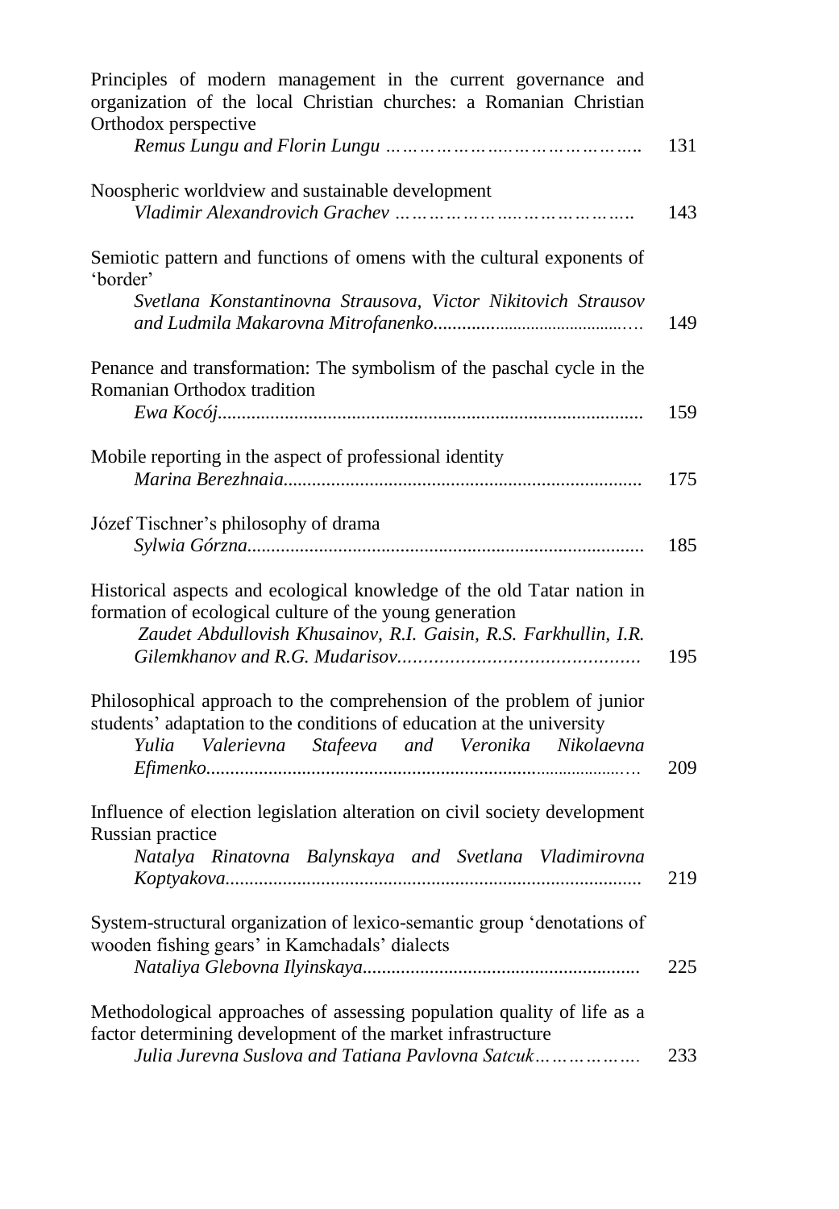Principles of modern management in the current governance and organization of the local Christian churches: a Romanian Christian Orthodox perspective
*Remus Lungu and Florin Lungu* ........................................ 131

Noospheric worldview and sustainable development
*Vladimir Alexandrovich Grachev* ........................................ 143

Semiotic pattern and functions of omens with the cultural exponents of 'border'
*Svetlana Konstantinovna Strausova, Victor Nikitovich Strausov and Ludmila Makarovna Mitrofanenko*........................................ 149

Penance and transformation: The symbolism of the paschal cycle in the Romanian Orthodox tradition
*Ewa Kocój*........................................ 159

Mobile reporting in the aspect of professional identity
*Marina Berezhnaia*........................................ 175

Józef Tischner's philosophy of drama
*Sylwia Górzna*........................................ 185

Historical aspects and ecological knowledge of the old Tatar nation in formation of ecological culture of the young generation
*Zaudet Abdullovish Khusainov, R.I. Gaisin, R.S. Farkhullin, I.R. Gilemkhanov and R.G. Mudarisov*........................................ 195

Philosophical approach to the comprehension of the problem of junior students' adaptation to the conditions of education at the university
*Yulia Valerievna Stafeeva and Veronika Nikolaevna Efimenko*........................................ 209

Influence of election legislation alteration on civil society development Russian practice
*Natalya Rinatovna Balynskaya and Svetlana Vladimirovna Koptyakova*........................................ 219

System-structural organization of lexico-semantic group 'denotations of wooden fishing gears' in Kamchadals' dialects
*Nataliya Glebovna Ilyinskaya*........................................ 225

Methodological approaches of assessing population quality of life as a factor determining development of the market infrastructure
*Julia Jurevna Suslova and Tatiana Pavlovna Satcuk*........................................ 233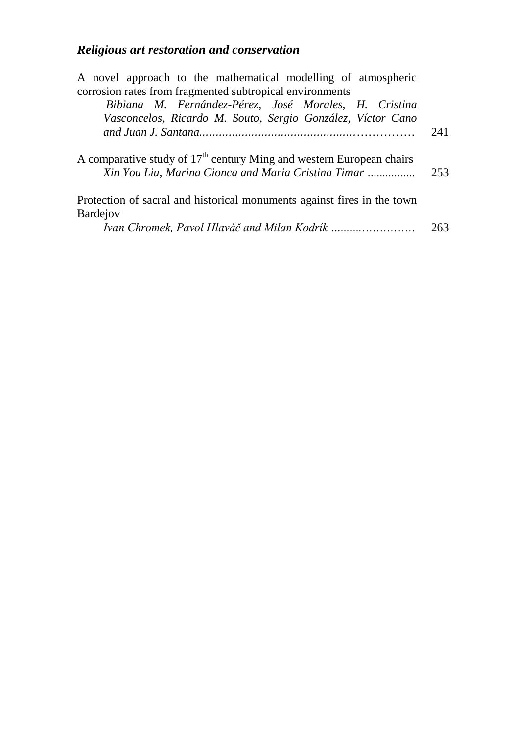### *Religious art restoration and conservation*

A novel approach to the mathematical modelling of atmospheric corrosion rates from fragmented subtropical environments
*Bibiana M. Fernández-Pérez, José Morales, H. Cristina Vasconcelos, Ricardo M. Souto, Sergio González, Víctor Cano and Juan J. Santana*............................................................ 241

A comparative study of $17^{th}$ century Ming and western European chairs
*Xin You Liu, Marina Cionca and Maria Cristina Timar* ................ 253

Protection of sacral and historical monuments against fires in the town Bardejov
*Ivan Chromek, Pavol Hlaváč and Milan Kodrík* ......................... 263